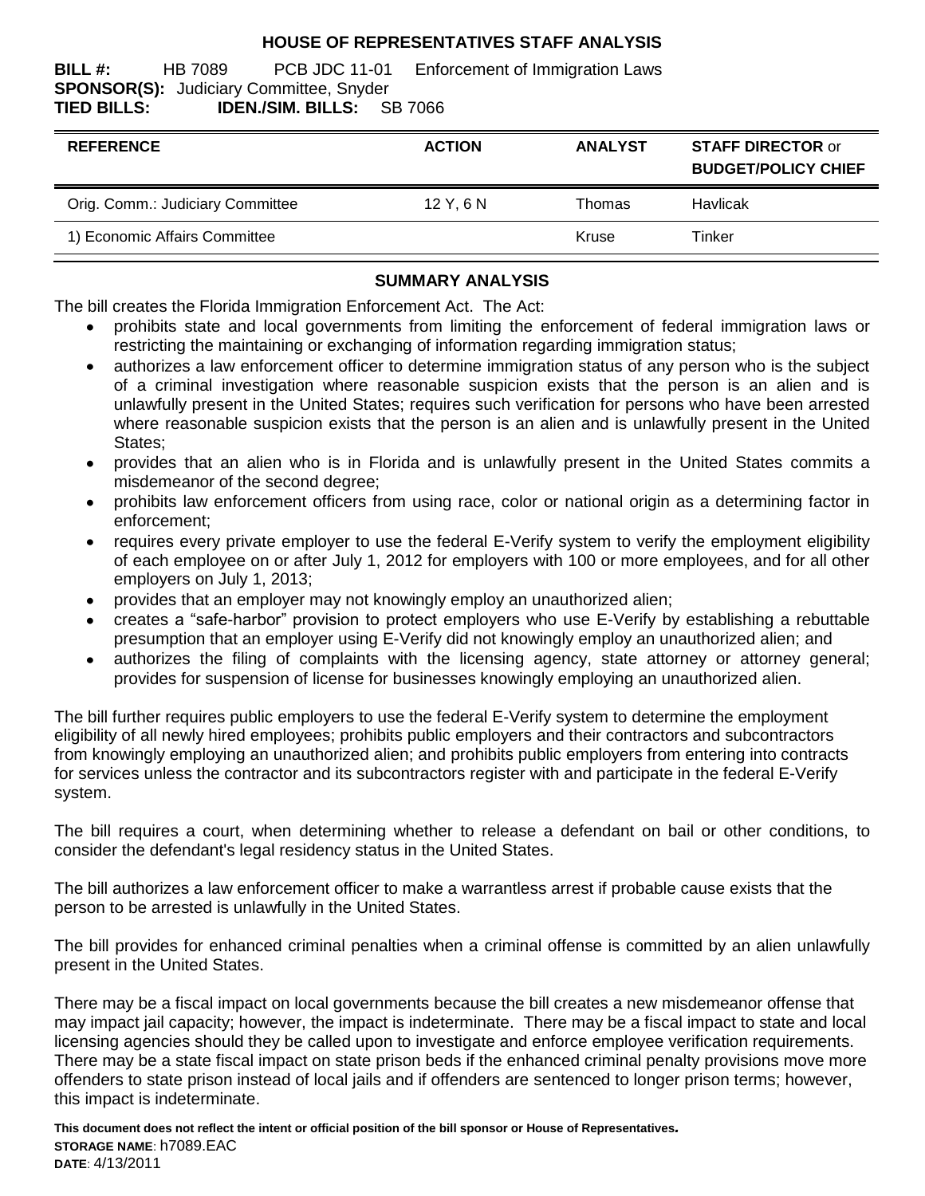# HOUSE OF REPRESENTATIVES STAFF ANALYSIS

**BILL #:** HB 7089 PCB JDC 11-01 Enforcement of Immigration Laws
**SPONSOR(S):** Judiciary Committee, Snyder
**TIED BILLS:** **IDEN./SIM. BILLS:** SB 7066

| REFERENCE | ACTION | ANALYST | STAFF DIRECTOR or BUDGET/POLICY CHIEF |
|---|---|---|---|
| Orig. Comm.: Judiciary Committee | 12 Y, 6 N | Thomas | Havlicak |
| 1) Economic Affairs Committee | | Kruse | Tinker |

## SUMMARY ANALYSIS

The bill creates the Florida Immigration Enforcement Act. The Act:

- prohibits state and local governments from limiting the enforcement of federal immigration laws or restricting the maintaining or exchanging of information regarding immigration status;
- authorizes a law enforcement officer to determine immigration status of any person who is the subject of a criminal investigation where reasonable suspicion exists that the person is an alien and is unlawfully present in the United States; requires such verification for persons who have been arrested where reasonable suspicion exists that the person is an alien and is unlawfully present in the United States;
- provides that an alien who is in Florida and is unlawfully present in the United States commits a misdemeanor of the second degree;
- prohibits law enforcement officers from using race, color or national origin as a determining factor in enforcement;
- requires every private employer to use the federal E-Verify system to verify the employment eligibility of each employee on or after July 1, 2012 for employers with 100 or more employees, and for all other employers on July 1, 2013;
- provides that an employer may not knowingly employ an unauthorized alien;
- creates a "safe-harbor" provision to protect employers who use E-Verify by establishing a rebuttable presumption that an employer using E-Verify did not knowingly employ an unauthorized alien; and
- authorizes the filing of complaints with the licensing agency, state attorney or attorney general; provides for suspension of license for businesses knowingly employing an unauthorized alien.

The bill further requires public employers to use the federal E-Verify system to determine the employment eligibility of all newly hired employees; prohibits public employers and their contractors and subcontractors from knowingly employing an unauthorized alien; and prohibits public employers from entering into contracts for services unless the contractor and its subcontractors register with and participate in the federal E-Verify system.

The bill requires a court, when determining whether to release a defendant on bail or other conditions, to consider the defendant's legal residency status in the United States.

The bill authorizes a law enforcement officer to make a warrantless arrest if probable cause exists that the person to be arrested is unlawfully in the United States.

The bill provides for enhanced criminal penalties when a criminal offense is committed by an alien unlawfully present in the United States.

There may be a fiscal impact on local governments because the bill creates a new misdemeanor offense that may impact jail capacity; however, the impact is indeterminate. There may be a fiscal impact to state and local licensing agencies should they be called upon to investigate and enforce employee verification requirements. There may be a state fiscal impact on state prison beds if the enhanced criminal penalty provisions move more offenders to state prison instead of local jails and if offenders are sentenced to longer prison terms; however, this impact is indeterminate.

**This document does not reflect the intent or official position of the bill sponsor or House of Representatives.**
**STORAGE NAME**: h7089.EAC
**DATE**: 4/13/2011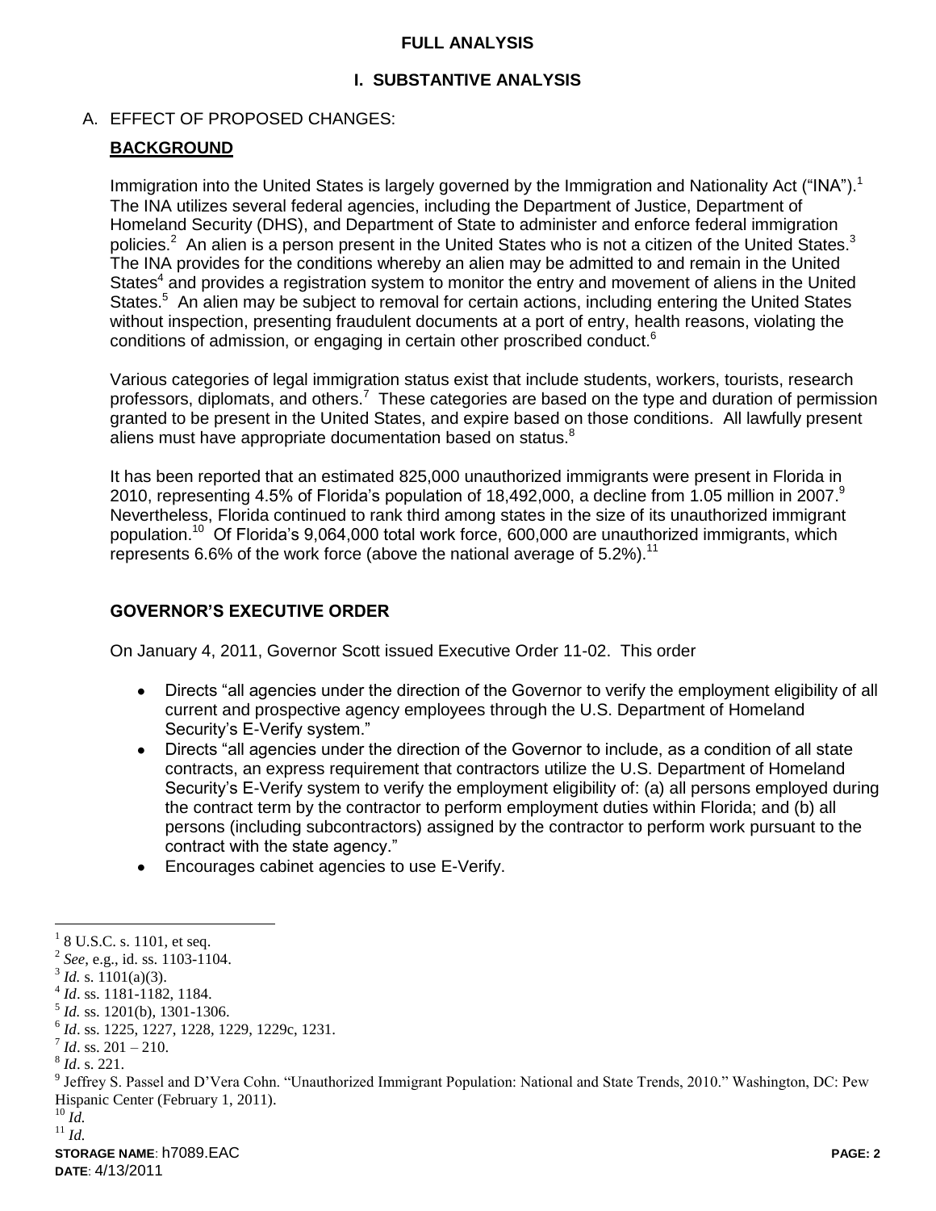## FULL ANALYSIS

### I. SUBSTANTIVE ANALYSIS

A. EFFECT OF PROPOSED CHANGES:

**BACKGROUND**

Immigration into the United States is largely governed by the Immigration and Nationality Act ("INA").[1] The INA utilizes several federal agencies, including the Department of Justice, Department of Homeland Security (DHS), and Department of State to administer and enforce federal immigration policies.[2] An alien is a person present in the United States who is not a citizen of the United States.[3] The INA provides for the conditions whereby an alien may be admitted to and remain in the United States[4] and provides a registration system to monitor the entry and movement of aliens in the United States.[5] An alien may be subject to removal for certain actions, including entering the United States without inspection, presenting fraudulent documents at a port of entry, health reasons, violating the conditions of admission, or engaging in certain other proscribed conduct.[6]

Various categories of legal immigration status exist that include students, workers, tourists, research professors, diplomats, and others.[7] These categories are based on the type and duration of permission granted to be present in the United States, and expire based on those conditions. All lawfully present aliens must have appropriate documentation based on status.[8]

It has been reported that an estimated 825,000 unauthorized immigrants were present in Florida in 2010, representing 4.5% of Florida's population of 18,492,000, a decline from 1.05 million in 2007.[9] Nevertheless, Florida continued to rank third among states in the size of its unauthorized immigrant population.[10] Of Florida's 9,064,000 total work force, 600,000 are unauthorized immigrants, which represents 6.6% of the work force (above the national average of 5.2%).[11]

**GOVERNOR'S EXECUTIVE ORDER**

On January 4, 2011, Governor Scott issued Executive Order 11-02. This order

- Directs "all agencies under the direction of the Governor to verify the employment eligibility of all current and prospective agency employees through the U.S. Department of Homeland Security's E-Verify system."
- Directs "all agencies under the direction of the Governor to include, as a condition of all state contracts, an express requirement that contractors utilize the U.S. Department of Homeland Security's E-Verify system to verify the employment eligibility of: (a) all persons employed during the contract term by the contractor to perform employment duties within Florida; and (b) all persons (including subcontractors) assigned by the contractor to perform work pursuant to the contract with the state agency."
- Encourages cabinet agencies to use E-Verify.

---

[1] 8 U.S.C. s. 1101, et seq.

[2] *See*, e.g., id. ss. 1103-1104.

[3] *Id.* s. 1101(a)(3).

[4] *Id*. ss. 1181-1182, 1184.

[5] *Id.* ss. 1201(b), 1301-1306.

[6] *Id*. ss. 1225, 1227, 1228, 1229, 1229c, 1231.

[7] *Id*. ss. 201 – 210.

[8] *Id*. s. 221.

[9] Jeffrey S. Passel and D'Vera Cohn. "Unauthorized Immigrant Population: National and State Trends, 2010." Washington, DC: Pew Hispanic Center (February 1, 2011).

[10] *Id.*

[11] *Id.*

**STORAGE NAME**: h7089.EAC
**DATE**: 4/13/2011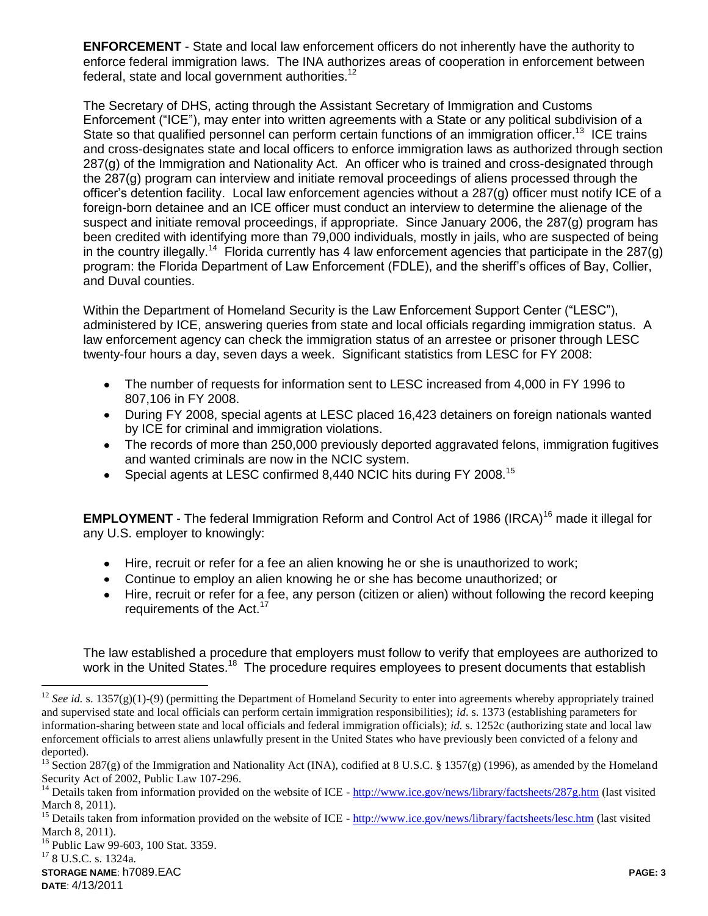**ENFORCEMENT** - State and local law enforcement officers do not inherently have the authority to enforce federal immigration laws. The INA authorizes areas of cooperation in enforcement between federal, state and local government authorities.[12]

The Secretary of DHS, acting through the Assistant Secretary of Immigration and Customs Enforcement ("ICE"), may enter into written agreements with a State or any political subdivision of a State so that qualified personnel can perform certain functions of an immigration officer.[13] ICE trains and cross-designates state and local officers to enforce immigration laws as authorized through section 287(g) of the Immigration and Nationality Act. An officer who is trained and cross-designated through the 287(g) program can interview and initiate removal proceedings of aliens processed through the officer's detention facility. Local law enforcement agencies without a 287(g) officer must notify ICE of a foreign-born detainee and an ICE officer must conduct an interview to determine the alienage of the suspect and initiate removal proceedings, if appropriate. Since January 2006, the 287(g) program has been credited with identifying more than 79,000 individuals, mostly in jails, who are suspected of being in the country illegally.[14] Florida currently has 4 law enforcement agencies that participate in the 287(g) program: the Florida Department of Law Enforcement (FDLE), and the sheriff's offices of Bay, Collier, and Duval counties.

Within the Department of Homeland Security is the Law Enforcement Support Center ("LESC"), administered by ICE, answering queries from state and local officials regarding immigration status. A law enforcement agency can check the immigration status of an arrestee or prisoner through LESC twenty-four hours a day, seven days a week. Significant statistics from LESC for FY 2008:

- The number of requests for information sent to LESC increased from 4,000 in FY 1996 to 807,106 in FY 2008.
- During FY 2008, special agents at LESC placed 16,423 detainers on foreign nationals wanted by ICE for criminal and immigration violations.
- The records of more than 250,000 previously deported aggravated felons, immigration fugitives and wanted criminals are now in the NCIC system.
- Special agents at LESC confirmed 8,440 NCIC hits during FY 2008.[15]

**EMPLOYMENT** - The federal Immigration Reform and Control Act of 1986 (IRCA)[16] made it illegal for any U.S. employer to knowingly:

- Hire, recruit or refer for a fee an alien knowing he or she is unauthorized to work;
- Continue to employ an alien knowing he or she has become unauthorized; or
- Hire, recruit or refer for a fee, any person (citizen or alien) without following the record keeping requirements of the Act.[17]

The law established a procedure that employers must follow to verify that employees are authorized to work in the United States.[18] The procedure requires employees to present documents that establish

---

[12] *See id.* s. 1357(g)(1)-(9) (permitting the Department of Homeland Security to enter into agreements whereby appropriately trained and supervised state and local officials can perform certain immigration responsibilities); *id*. s. 1373 (establishing parameters for information-sharing between state and local officials and federal immigration officials); *id.* s. 1252c (authorizing state and local law enforcement officials to arrest aliens unlawfully present in the United States who have previously been convicted of a felony and deported).

[13] Section 287(g) of the Immigration and Nationality Act (INA), codified at 8 U.S.C. § 1357(g) (1996), as amended by the Homeland Security Act of 2002, Public Law 107-296.

[14] Details taken from information provided on the website of ICE - http://www.ice.gov/news/library/factsheets/287g.htm (last visited March 8, 2011).

[15] Details taken from information provided on the website of ICE - http://www.ice.gov/news/library/factsheets/lesc.htm (last visited March 8, 2011).

[16] Public Law 99-603, 100 Stat. 3359.

[17] 8 U.S.C. s. 1324a.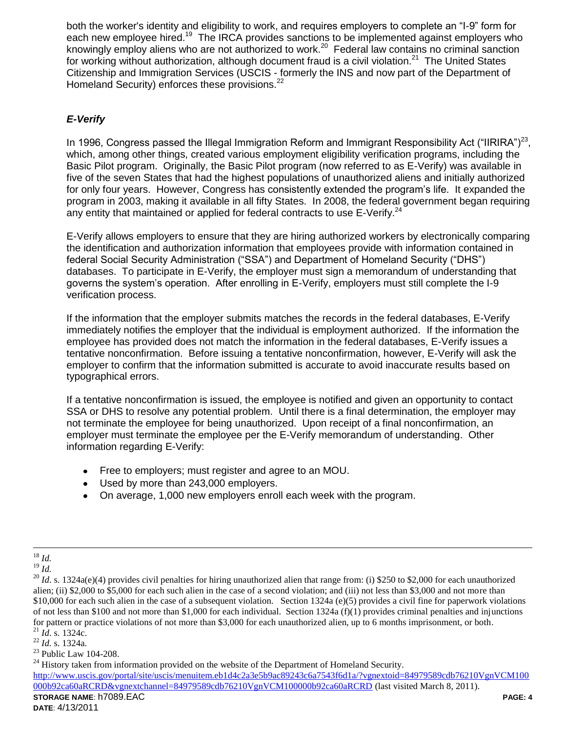both the worker's identity and eligibility to work, and requires employers to complete an "I-9" form for each new employee hired.[19] The IRCA provides sanctions to be implemented against employers who knowingly employ aliens who are not authorized to work.[20] Federal law contains no criminal sanction for working without authorization, although document fraud is a civil violation.[21] The United States Citizenship and Immigration Services (USCIS - formerly the INS and now part of the Department of Homeland Security) enforces these provisions.[22]

***E-Verify***

In 1996, Congress passed the Illegal Immigration Reform and Immigrant Responsibility Act ("IIRIRA")[23], which, among other things, created various employment eligibility verification programs, including the Basic Pilot program. Originally, the Basic Pilot program (now referred to as E-Verify) was available in five of the seven States that had the highest populations of unauthorized aliens and initially authorized for only four years. However, Congress has consistently extended the program's life. It expanded the program in 2003, making it available in all fifty States. In 2008, the federal government began requiring any entity that maintained or applied for federal contracts to use E-Verify.[24]

E-Verify allows employers to ensure that they are hiring authorized workers by electronically comparing the identification and authorization information that employees provide with information contained in federal Social Security Administration ("SSA") and Department of Homeland Security ("DHS") databases. To participate in E-Verify, the employer must sign a memorandum of understanding that governs the system's operation. After enrolling in E-Verify, employers must still complete the I-9 verification process.

If the information that the employer submits matches the records in the federal databases, E-Verify immediately notifies the employer that the individual is employment authorized. If the information the employee has provided does not match the information in the federal databases, E-Verify issues a tentative nonconfirmation. Before issuing a tentative nonconfirmation, however, E-Verify will ask the employer to confirm that the information submitted is accurate to avoid inaccurate results based on typographical errors.

If a tentative nonconfirmation is issued, the employee is notified and given an opportunity to contact SSA or DHS to resolve any potential problem. Until there is a final determination, the employer may not terminate the employee for being unauthorized. Upon receipt of a final nonconfirmation, an employer must terminate the employee per the E-Verify memorandum of understanding. Other information regarding E-Verify:

- Free to employers; must register and agree to an MOU.
- Used by more than 243,000 employers.
- On average, 1,000 new employers enroll each week with the program.

---

[18] *Id.*

[19] *Id.*

[20] *Id*. s. 1324a(e)(4) provides civil penalties for hiring unauthorized alien that range from: (i) $250 to $2,000 for each unauthorized alien; (ii) $2,000 to $5,000 for each such alien in the case of a second violation; and (iii) not less than $3,000 and not more than $10,000 for each such alien in the case of a subsequent violation. Section 1324a (e)(5) provides a civil fine for paperwork violations of not less than $100 and not more than $1,000 for each individual. Section 1324a (f)(1) provides criminal penalties and injunctions for pattern or practice violations of not more than $3,000 for each unauthorized alien, up to 6 months imprisonment, or both.

[21] *Id*. s. 1324c.

[22] *Id.* s. 1324a.

[23] Public Law 104-208.

[24] History taken from information provided on the website of the Department of Homeland Security. http://www.uscis.gov/portal/site/uscis/menuitem.eb1d4c2a3e5b9ac89243c6a7543f6d1a/?vgnextoid=84979589cdb76210VgnVCM100000b92ca60aRCRD&vgnextchannel=84979589cdb76210VgnVCM100000b92ca60aRCRD (last visited March 8, 2011).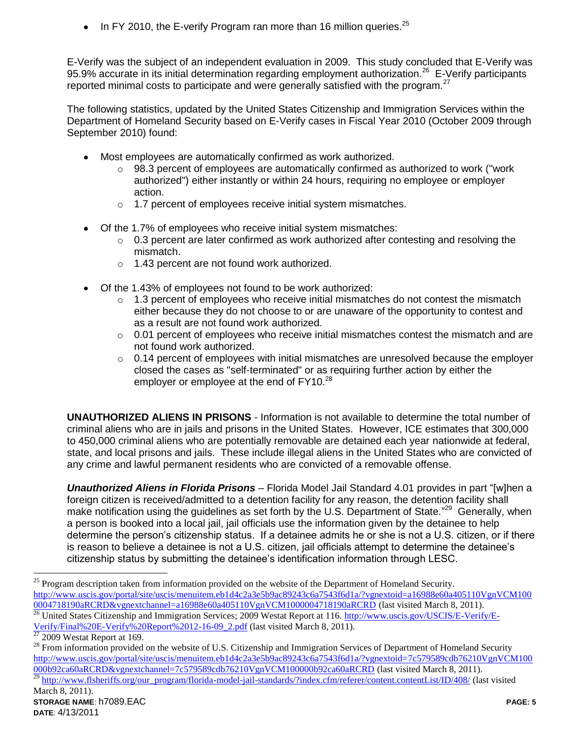- In FY 2010, the E-verify Program ran more than 16 million queries.[25]

E-Verify was the subject of an independent evaluation in 2009. This study concluded that E-Verify was 95.9% accurate in its initial determination regarding employment authorization.[26] E-Verify participants reported minimal costs to participate and were generally satisfied with the program.[27]

The following statistics, updated by the United States Citizenship and Immigration Services within the Department of Homeland Security based on E-Verify cases in Fiscal Year 2010 (October 2009 through September 2010) found:

- Most employees are automatically confirmed as work authorized.
  - 98.3 percent of employees are automatically confirmed as authorized to work ("work authorized") either instantly or within 24 hours, requiring no employee or employer action.
  - 1.7 percent of employees receive initial system mismatches.
- Of the 1.7% of employees who receive initial system mismatches:
  - 0.3 percent are later confirmed as work authorized after contesting and resolving the mismatch.
  - 1.43 percent are not found work authorized.
- Of the 1.43% of employees not found to be work authorized:
  - 1.3 percent of employees who receive initial mismatches do not contest the mismatch either because they do not choose to or are unaware of the opportunity to contest and as a result are not found work authorized.
  - 0.01 percent of employees who receive initial mismatches contest the mismatch and are not found work authorized.
  - 0.14 percent of employees with initial mismatches are unresolved because the employer closed the cases as "self-terminated" or as requiring further action by either the employer or employee at the end of FY10.[28]

**UNAUTHORIZED ALIENS IN PRISONS** - Information is not available to determine the total number of criminal aliens who are in jails and prisons in the United States. However, ICE estimates that 300,000 to 450,000 criminal aliens who are potentially removable are detained each year nationwide at federal, state, and local prisons and jails. These include illegal aliens in the United States who are convicted of any crime and lawful permanent residents who are convicted of a removable offense.

***Unauthorized Aliens in Florida Prisons*** – Florida Model Jail Standard 4.01 provides in part "[w]hen a foreign citizen is received/admitted to a detention facility for any reason, the detention facility shall make notification using the guidelines as set forth by the U.S. Department of State."[29] Generally, when a person is booked into a local jail, jail officials use the information given by the detainee to help determine the person's citizenship status. If a detainee admits he or she is not a U.S. citizen, or if there is reason to believe a detainee is not a U.S. citizen, jail officials attempt to determine the detainee's citizenship status by submitting the detainee's identification information through LESC.

---

[25] Program description taken from information provided on the website of the Department of Homeland Security. http://www.uscis.gov/portal/site/uscis/menuitem.eb1d4c2a3e5b9ac89243c6a7543f6d1a/?vgnextoid=a16988e60a405110VgnVCM1000004718190aRCRD&vgnextchannel=a16988e60a405110VgnVCM1000004718190aRCRD (last visited March 8, 2011).

[26] United States Citizenship and Immigration Services; 2009 Westat Report at 116. http://www.uscis.gov/USCIS/E-Verify/E-Verify/Final%20E-Verify%20Report%2012-16-09_2.pdf (last visited March 8, 2011).

[27] 2009 Westat Report at 169.

[28] From information provided on the website of U.S. Citizenship and Immigration Services of Department of Homeland Security http://www.uscis.gov/portal/site/uscis/menuitem.eb1d4c2a3e5b9ac89243c6a7543f6d1a/?vgnextoid=7c579589cdb76210VgnVCM100000b92ca60aRCRD&vgnextchannel=7c579589cdb76210VgnVCM100000b92ca60aRCRD (last visited March 8, 2011).

[29] http://www.flsheriffs.org/our_program/florida-model-jail-standards/?index.cfm/referer/content.contentList/ID/408/ (last visited March 8, 2011).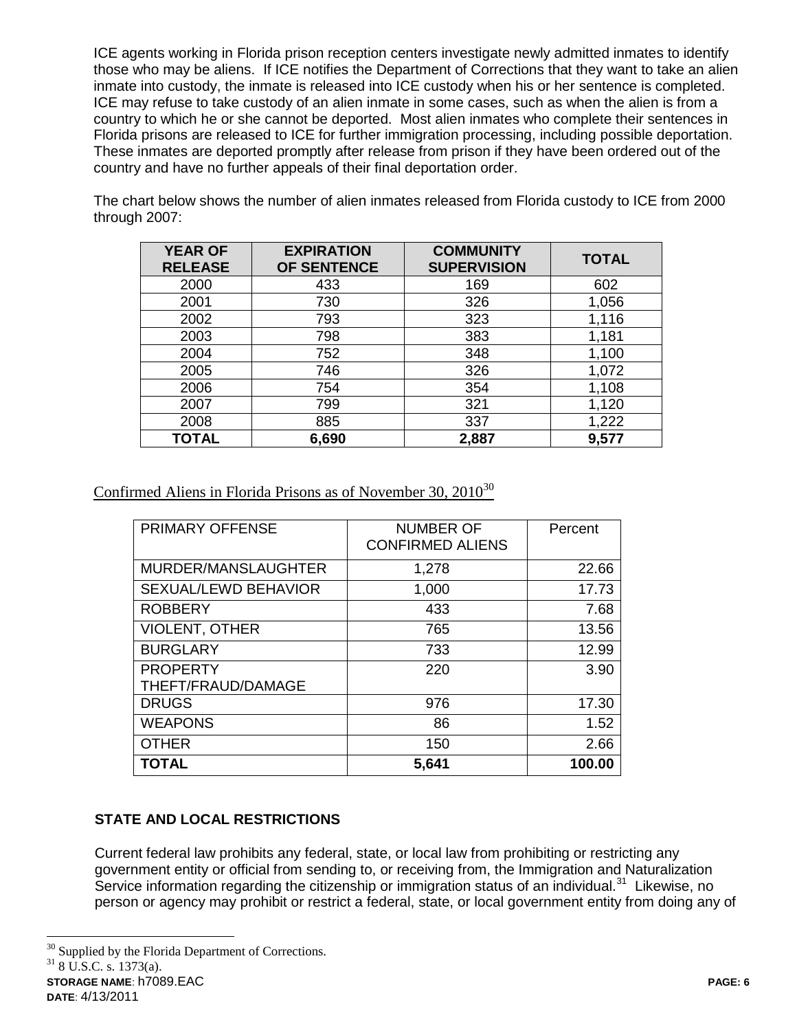ICE agents working in Florida prison reception centers investigate newly admitted inmates to identify those who may be aliens. If ICE notifies the Department of Corrections that they want to take an alien inmate into custody, the inmate is released into ICE custody when his or her sentence is completed. ICE may refuse to take custody of an alien inmate in some cases, such as when the alien is from a country to which he or she cannot be deported. Most alien inmates who complete their sentences in Florida prisons are released to ICE for further immigration processing, including possible deportation. These inmates are deported promptly after release from prison if they have been ordered out of the country and have no further appeals of their final deportation order.

The chart below shows the number of alien inmates released from Florida custody to ICE from 2000 through 2007:

| YEAR OF RELEASE | EXPIRATION OF SENTENCE | COMMUNITY SUPERVISION | TOTAL |
|---|---|---|---|
| 2000 | 433 | 169 | 602 |
| 2001 | 730 | 326 | 1,056 |
| 2002 | 793 | 323 | 1,116 |
| 2003 | 798 | 383 | 1,181 |
| 2004 | 752 | 348 | 1,100 |
| 2005 | 746 | 326 | 1,072 |
| 2006 | 754 | 354 | 1,108 |
| 2007 | 799 | 321 | 1,120 |
| 2008 | 885 | 337 | 1,222 |
| **TOTAL** | **6,690** | **2,887** | **9,577** |

Confirmed Aliens in Florida Prisons as of November 30, 2010[30]

| PRIMARY OFFENSE | NUMBER OF CONFIRMED ALIENS | Percent |
|---|---|---|
| MURDER/MANSLAUGHTER | 1,278 | 22.66 |
| SEXUAL/LEWD BEHAVIOR | 1,000 | 17.73 |
| ROBBERY | 433 | 7.68 |
| VIOLENT, OTHER | 765 | 13.56 |
| BURGLARY | 733 | 12.99 |
| PROPERTY THEFT/FRAUD/DAMAGE | 220 | 3.90 |
| DRUGS | 976 | 17.30 |
| WEAPONS | 86 | 1.52 |
| OTHER | 150 | 2.66 |
| **TOTAL** | **5,641** | **100.00** |

### STATE AND LOCAL RESTRICTIONS

Current federal law prohibits any federal, state, or local law from prohibiting or restricting any government entity or official from sending to, or receiving from, the Immigration and Naturalization Service information regarding the citizenship or immigration status of an individual.[31] Likewise, no person or agency may prohibit or restrict a federal, state, or local government entity from doing any of

[30] Supplied by the Florida Department of Corrections.

[31] 8 U.S.C. s. 1373(a).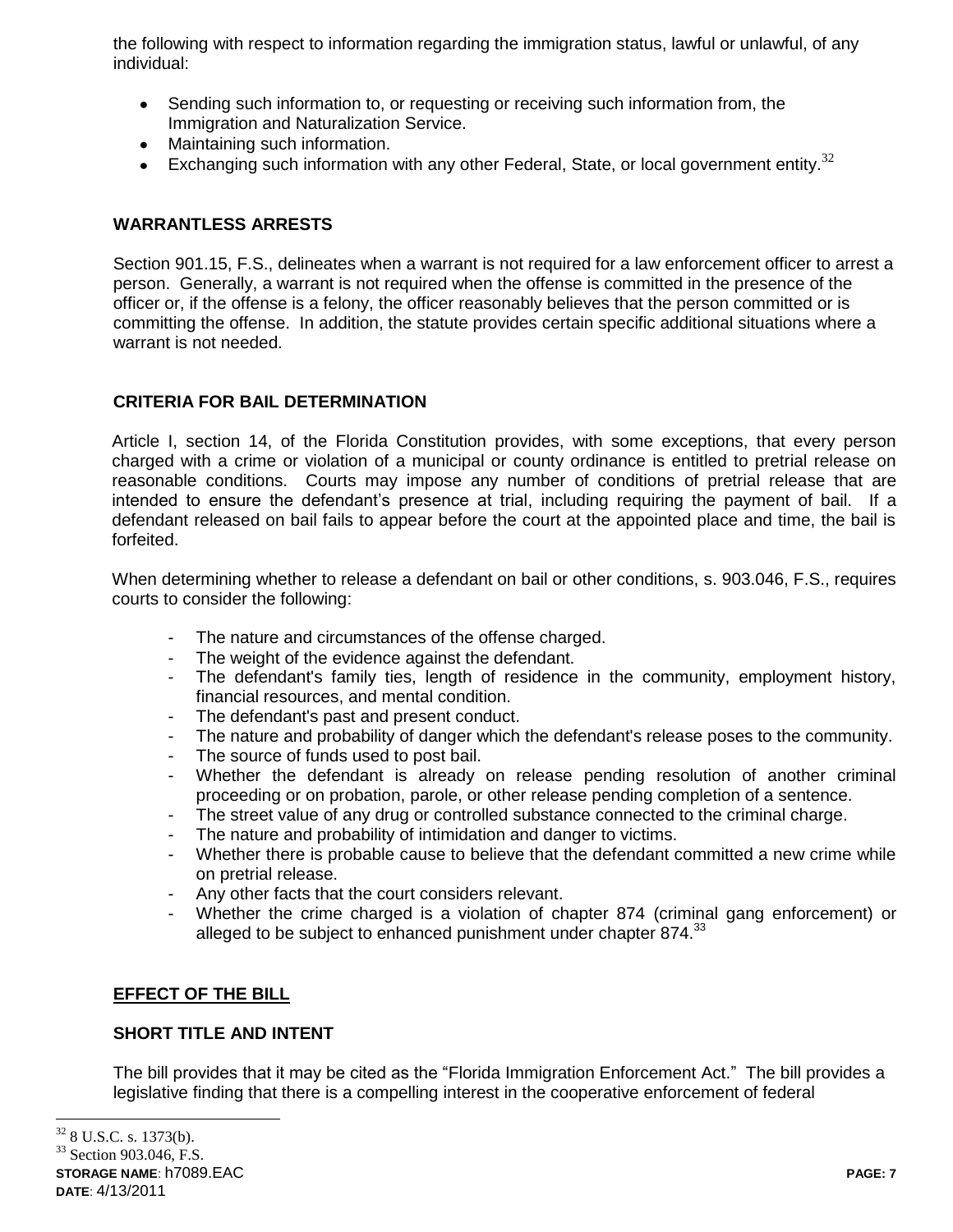the following with respect to information regarding the immigration status, lawful or unlawful, of any individual:

- Sending such information to, or requesting or receiving such information from, the Immigration and Naturalization Service.
- Maintaining such information.
- Exchanging such information with any other Federal, State, or local government entity.[32]

**WARRANTLESS ARRESTS**

Section 901.15, F.S., delineates when a warrant is not required for a law enforcement officer to arrest a person. Generally, a warrant is not required when the offense is committed in the presence of the officer or, if the offense is a felony, the officer reasonably believes that the person committed or is committing the offense. In addition, the statute provides certain specific additional situations where a warrant is not needed.

**CRITERIA FOR BAIL DETERMINATION**

Article I, section 14, of the Florida Constitution provides, with some exceptions, that every person charged with a crime or violation of a municipal or county ordinance is entitled to pretrial release on reasonable conditions. Courts may impose any number of conditions of pretrial release that are intended to ensure the defendant's presence at trial, including requiring the payment of bail. If a defendant released on bail fails to appear before the court at the appointed place and time, the bail is forfeited.

When determining whether to release a defendant on bail or other conditions, s. 903.046, F.S., requires courts to consider the following:

- The nature and circumstances of the offense charged.
- The weight of the evidence against the defendant.
- The defendant's family ties, length of residence in the community, employment history, financial resources, and mental condition.
- The defendant's past and present conduct.
- The nature and probability of danger which the defendant's release poses to the community.
- The source of funds used to post bail.
- Whether the defendant is already on release pending resolution of another criminal proceeding or on probation, parole, or other release pending completion of a sentence.
- The street value of any drug or controlled substance connected to the criminal charge.
- The nature and probability of intimidation and danger to victims.
- Whether there is probable cause to believe that the defendant committed a new crime while on pretrial release.
- Any other facts that the court considers relevant.
- Whether the crime charged is a violation of chapter 874 (criminal gang enforcement) or alleged to be subject to enhanced punishment under chapter 874.[33]

**EFFECT OF THE BILL**

**SHORT TITLE AND INTENT**

The bill provides that it may be cited as the "Florida Immigration Enforcement Act." The bill provides a legislative finding that there is a compelling interest in the cooperative enforcement of federal

[32] 8 U.S.C. s. 1373(b).
[33] Section 903.046, F.S.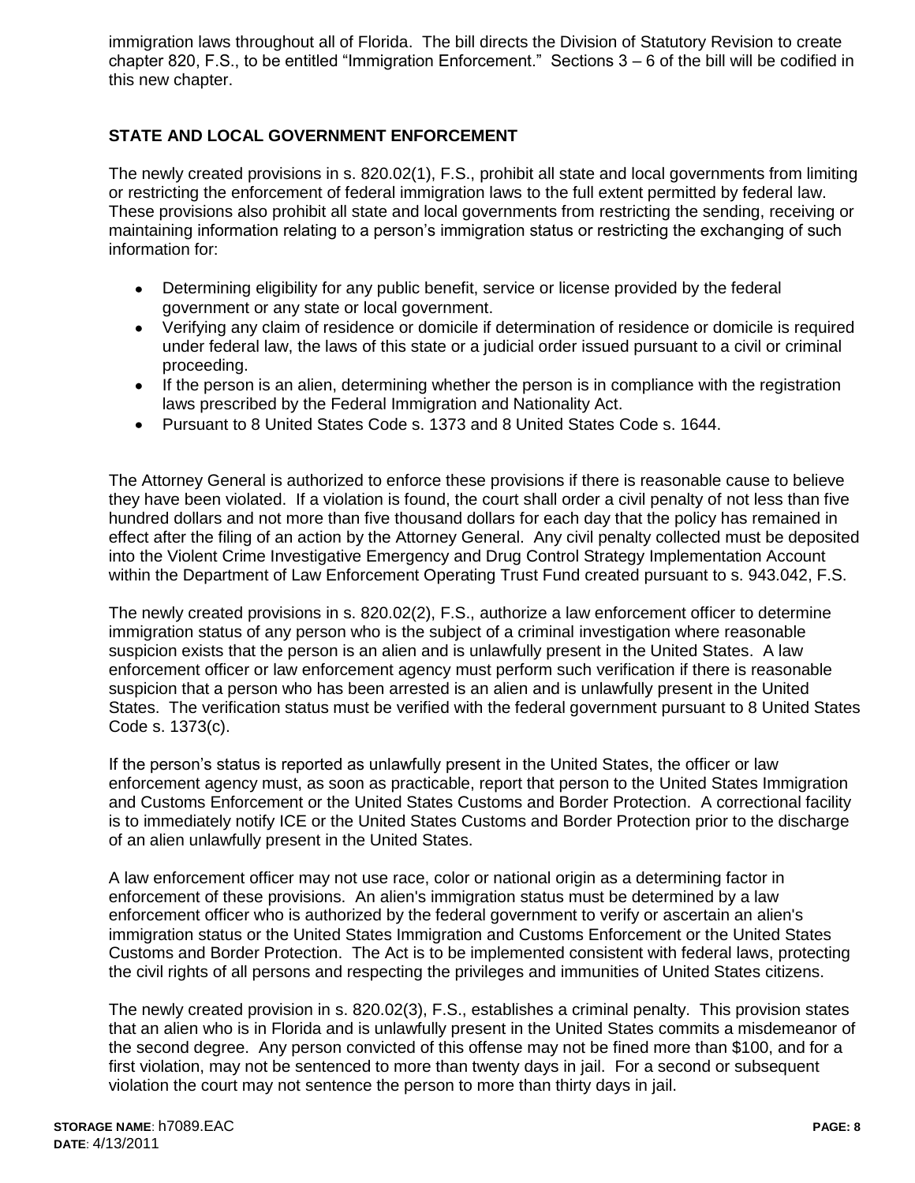immigration laws throughout all of Florida. The bill directs the Division of Statutory Revision to create chapter 820, F.S., to be entitled "Immigration Enforcement." Sections 3 – 6 of the bill will be codified in this new chapter.

**STATE AND LOCAL GOVERNMENT ENFORCEMENT**

The newly created provisions in s. 820.02(1), F.S., prohibit all state and local governments from limiting or restricting the enforcement of federal immigration laws to the full extent permitted by federal law. These provisions also prohibit all state and local governments from restricting the sending, receiving or maintaining information relating to a person's immigration status or restricting the exchanging of such information for:

- Determining eligibility for any public benefit, service or license provided by the federal government or any state or local government.
- Verifying any claim of residence or domicile if determination of residence or domicile is required under federal law, the laws of this state or a judicial order issued pursuant to a civil or criminal proceeding.
- If the person is an alien, determining whether the person is in compliance with the registration laws prescribed by the Federal Immigration and Nationality Act.
- Pursuant to 8 United States Code s. 1373 and 8 United States Code s. 1644.

The Attorney General is authorized to enforce these provisions if there is reasonable cause to believe they have been violated. If a violation is found, the court shall order a civil penalty of not less than five hundred dollars and not more than five thousand dollars for each day that the policy has remained in effect after the filing of an action by the Attorney General. Any civil penalty collected must be deposited into the Violent Crime Investigative Emergency and Drug Control Strategy Implementation Account within the Department of Law Enforcement Operating Trust Fund created pursuant to s. 943.042, F.S.

The newly created provisions in s. 820.02(2), F.S., authorize a law enforcement officer to determine immigration status of any person who is the subject of a criminal investigation where reasonable suspicion exists that the person is an alien and is unlawfully present in the United States. A law enforcement officer or law enforcement agency must perform such verification if there is reasonable suspicion that a person who has been arrested is an alien and is unlawfully present in the United States. The verification status must be verified with the federal government pursuant to 8 United States Code s. 1373(c).

If the person's status is reported as unlawfully present in the United States, the officer or law enforcement agency must, as soon as practicable, report that person to the United States Immigration and Customs Enforcement or the United States Customs and Border Protection. A correctional facility is to immediately notify ICE or the United States Customs and Border Protection prior to the discharge of an alien unlawfully present in the United States.

A law enforcement officer may not use race, color or national origin as a determining factor in enforcement of these provisions. An alien's immigration status must be determined by a law enforcement officer who is authorized by the federal government to verify or ascertain an alien's immigration status or the United States Immigration and Customs Enforcement or the United States Customs and Border Protection. The Act is to be implemented consistent with federal laws, protecting the civil rights of all persons and respecting the privileges and immunities of United States citizens.

The newly created provision in s. 820.02(3), F.S., establishes a criminal penalty. This provision states that an alien who is in Florida and is unlawfully present in the United States commits a misdemeanor of the second degree. Any person convicted of this offense may not be fined more than $100, and for a first violation, may not be sentenced to more than twenty days in jail. For a second or subsequent violation the court may not sentence the person to more than thirty days in jail.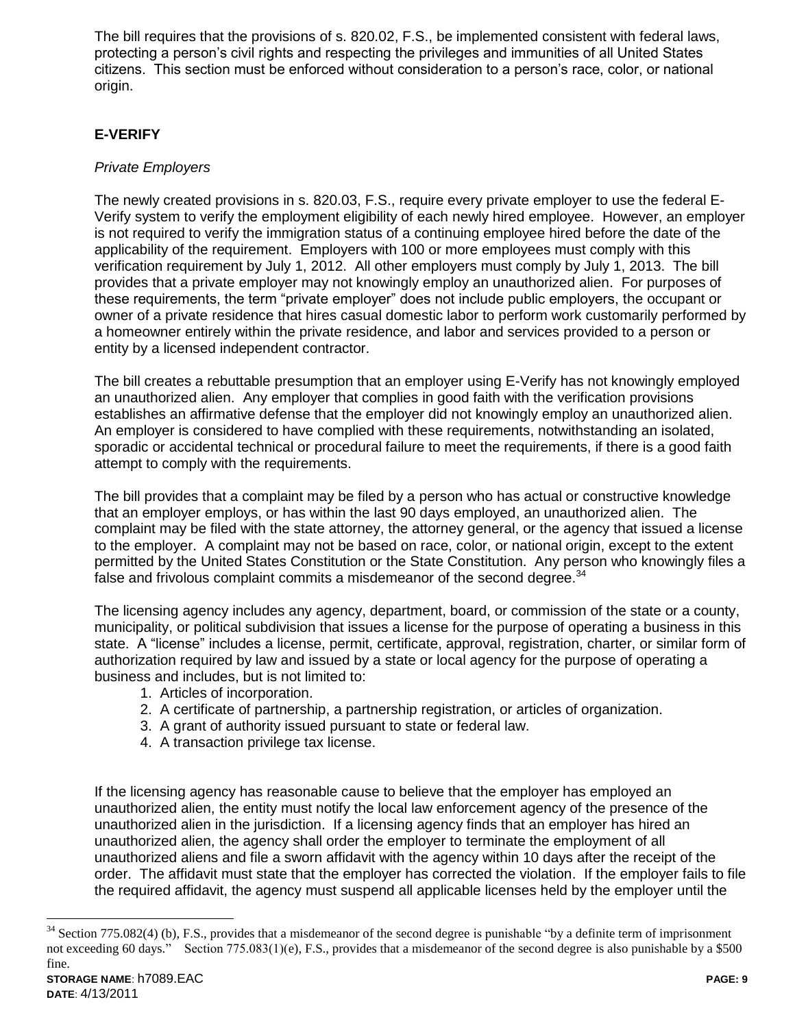The bill requires that the provisions of s. 820.02, F.S., be implemented consistent with federal laws, protecting a person's civil rights and respecting the privileges and immunities of all United States citizens. This section must be enforced without consideration to a person's race, color, or national origin.

## E-VERIFY

*Private Employers*

The newly created provisions in s. 820.03, F.S., require every private employer to use the federal E-Verify system to verify the employment eligibility of each newly hired employee. However, an employer is not required to verify the immigration status of a continuing employee hired before the date of the applicability of the requirement. Employers with 100 or more employees must comply with this verification requirement by July 1, 2012. All other employers must comply by July 1, 2013. The bill provides that a private employer may not knowingly employ an unauthorized alien. For purposes of these requirements, the term "private employer" does not include public employers, the occupant or owner of a private residence that hires casual domestic labor to perform work customarily performed by a homeowner entirely within the private residence, and labor and services provided to a person or entity by a licensed independent contractor.

The bill creates a rebuttable presumption that an employer using E-Verify has not knowingly employed an unauthorized alien. Any employer that complies in good faith with the verification provisions establishes an affirmative defense that the employer did not knowingly employ an unauthorized alien. An employer is considered to have complied with these requirements, notwithstanding an isolated, sporadic or accidental technical or procedural failure to meet the requirements, if there is a good faith attempt to comply with the requirements.

The bill provides that a complaint may be filed by a person who has actual or constructive knowledge that an employer employs, or has within the last 90 days employed, an unauthorized alien. The complaint may be filed with the state attorney, the attorney general, or the agency that issued a license to the employer. A complaint may not be based on race, color, or national origin, except to the extent permitted by the United States Constitution or the State Constitution. Any person who knowingly files a false and frivolous complaint commits a misdemeanor of the second degree.[34]

The licensing agency includes any agency, department, board, or commission of the state or a county, municipality, or political subdivision that issues a license for the purpose of operating a business in this state. A "license" includes a license, permit, certificate, approval, registration, charter, or similar form of authorization required by law and issued by a state or local agency for the purpose of operating a business and includes, but is not limited to:

1. Articles of incorporation.
2. A certificate of partnership, a partnership registration, or articles of organization.
3. A grant of authority issued pursuant to state or federal law.
4. A transaction privilege tax license.

If the licensing agency has reasonable cause to believe that the employer has employed an unauthorized alien, the entity must notify the local law enforcement agency of the presence of the unauthorized alien in the jurisdiction. If a licensing agency finds that an employer has hired an unauthorized alien, the agency shall order the employer to terminate the employment of all unauthorized aliens and file a sworn affidavit with the agency within 10 days after the receipt of the order. The affidavit must state that the employer has corrected the violation. If the employer fails to file the required affidavit, the agency must suspend all applicable licenses held by the employer until the

[34] Section 775.082(4) (b), F.S., provides that a misdemeanor of the second degree is punishable "by a definite term of imprisonment not exceeding 60 days." Section 775.083(1)(e), F.S., provides that a misdemeanor of the second degree is also punishable by a $500 fine.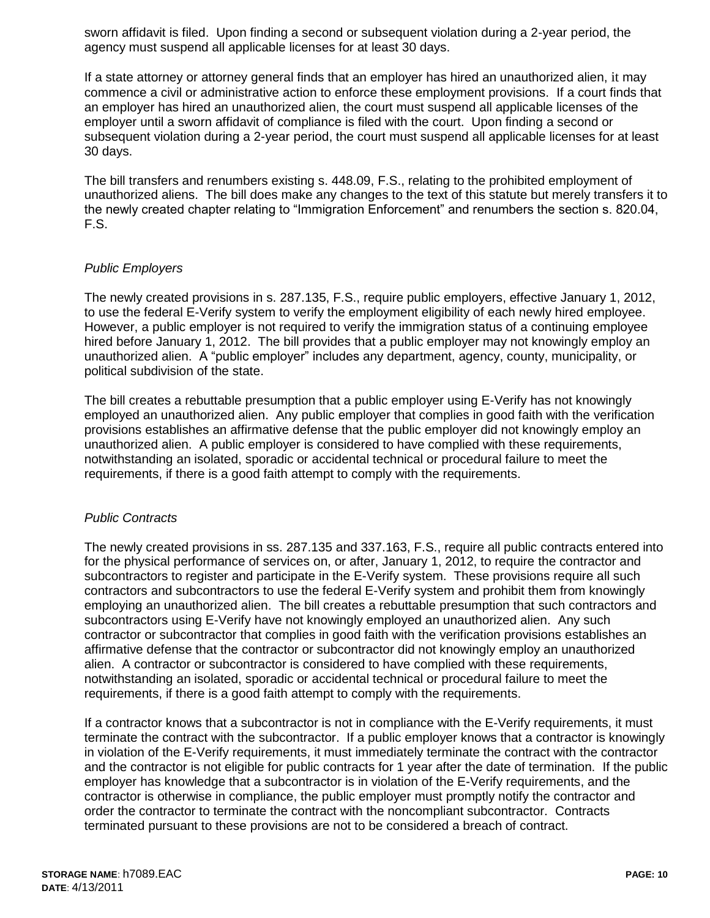sworn affidavit is filed. Upon finding a second or subsequent violation during a 2-year period, the agency must suspend all applicable licenses for at least 30 days.

If a state attorney or attorney general finds that an employer has hired an unauthorized alien, it may commence a civil or administrative action to enforce these employment provisions. If a court finds that an employer has hired an unauthorized alien, the court must suspend all applicable licenses of the employer until a sworn affidavit of compliance is filed with the court. Upon finding a second or subsequent violation during a 2-year period, the court must suspend all applicable licenses for at least 30 days.

The bill transfers and renumbers existing s. 448.09, F.S., relating to the prohibited employment of unauthorized aliens. The bill does make any changes to the text of this statute but merely transfers it to the newly created chapter relating to "Immigration Enforcement" and renumbers the section s. 820.04, F.S.

*Public Employers*

The newly created provisions in s. 287.135, F.S., require public employers, effective January 1, 2012, to use the federal E-Verify system to verify the employment eligibility of each newly hired employee. However, a public employer is not required to verify the immigration status of a continuing employee hired before January 1, 2012. The bill provides that a public employer may not knowingly employ an unauthorized alien. A "public employer" includes any department, agency, county, municipality, or political subdivision of the state.

The bill creates a rebuttable presumption that a public employer using E-Verify has not knowingly employed an unauthorized alien. Any public employer that complies in good faith with the verification provisions establishes an affirmative defense that the public employer did not knowingly employ an unauthorized alien. A public employer is considered to have complied with these requirements, notwithstanding an isolated, sporadic or accidental technical or procedural failure to meet the requirements, if there is a good faith attempt to comply with the requirements.

*Public Contracts*

The newly created provisions in ss. 287.135 and 337.163, F.S., require all public contracts entered into for the physical performance of services on, or after, January 1, 2012, to require the contractor and subcontractors to register and participate in the E-Verify system. These provisions require all such contractors and subcontractors to use the federal E-Verify system and prohibit them from knowingly employing an unauthorized alien. The bill creates a rebuttable presumption that such contractors and subcontractors using E-Verify have not knowingly employed an unauthorized alien. Any such contractor or subcontractor that complies in good faith with the verification provisions establishes an affirmative defense that the contractor or subcontractor did not knowingly employ an unauthorized alien. A contractor or subcontractor is considered to have complied with these requirements, notwithstanding an isolated, sporadic or accidental technical or procedural failure to meet the requirements, if there is a good faith attempt to comply with the requirements.

If a contractor knows that a subcontractor is not in compliance with the E-Verify requirements, it must terminate the contract with the subcontractor. If a public employer knows that a contractor is knowingly in violation of the E-Verify requirements, it must immediately terminate the contract with the contractor and the contractor is not eligible for public contracts for 1 year after the date of termination. If the public employer has knowledge that a subcontractor is in violation of the E-Verify requirements, and the contractor is otherwise in compliance, the public employer must promptly notify the contractor and order the contractor to terminate the contract with the noncompliant subcontractor. Contracts terminated pursuant to these provisions are not to be considered a breach of contract.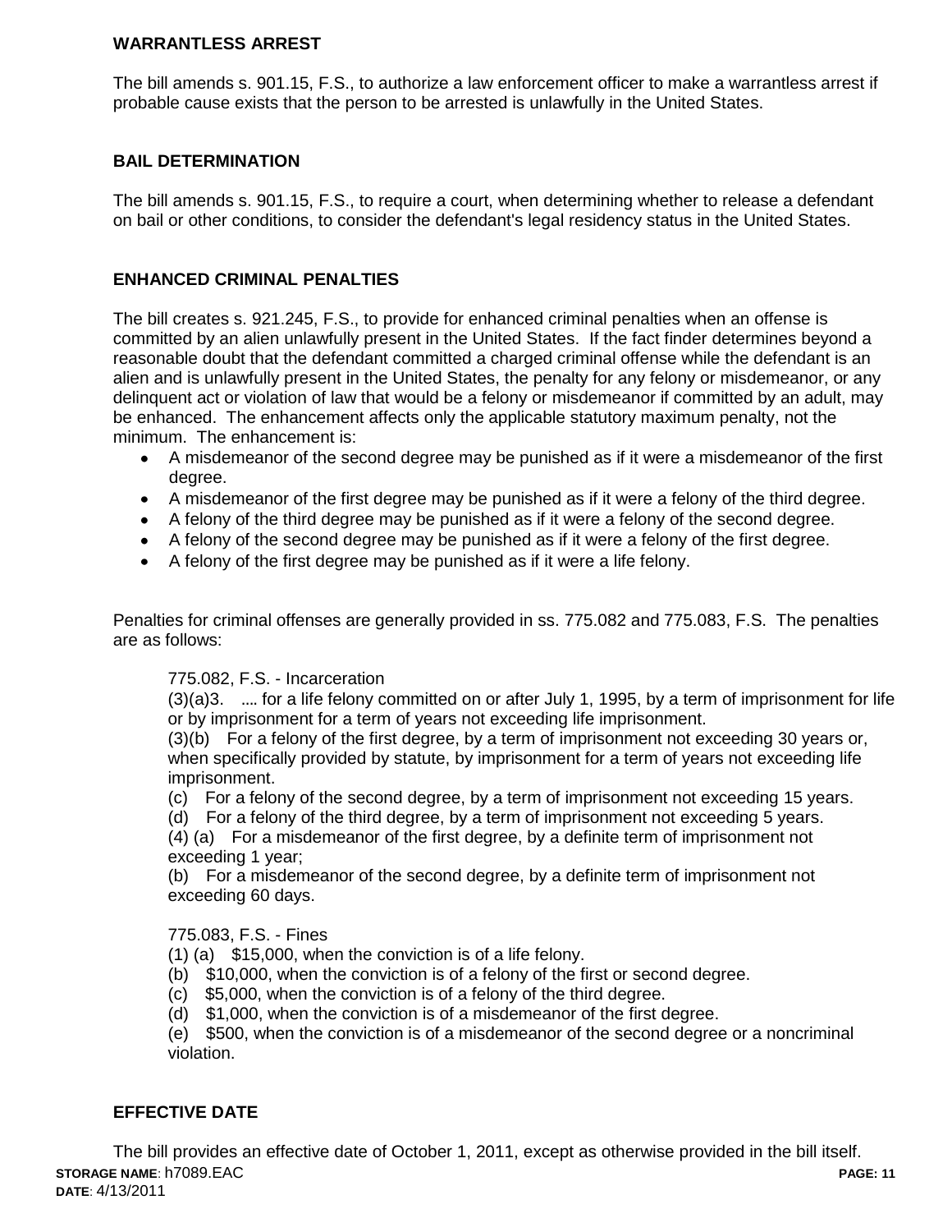### WARRANTLESS ARREST

The bill amends s. 901.15, F.S., to authorize a law enforcement officer to make a warrantless arrest if probable cause exists that the person to be arrested is unlawfully in the United States.

### BAIL DETERMINATION

The bill amends s. 901.15, F.S., to require a court, when determining whether to release a defendant on bail or other conditions, to consider the defendant's legal residency status in the United States.

### ENHANCED CRIMINAL PENALTIES

The bill creates s. 921.245, F.S., to provide for enhanced criminal penalties when an offense is committed by an alien unlawfully present in the United States. If the fact finder determines beyond a reasonable doubt that the defendant committed a charged criminal offense while the defendant is an alien and is unlawfully present in the United States, the penalty for any felony or misdemeanor, or any delinquent act or violation of law that would be a felony or misdemeanor if committed by an adult, may be enhanced. The enhancement affects only the applicable statutory maximum penalty, not the minimum. The enhancement is:

- A misdemeanor of the second degree may be punished as if it were a misdemeanor of the first degree.
- A misdemeanor of the first degree may be punished as if it were a felony of the third degree.
- A felony of the third degree may be punished as if it were a felony of the second degree.
- A felony of the second degree may be punished as if it were a felony of the first degree.
- A felony of the first degree may be punished as if it were a life felony.

Penalties for criminal offenses are generally provided in ss. 775.082 and 775.083, F.S. The penalties are as follows:

> 775.082, F.S. - Incarceration
> (3)(a)3. .... for a life felony committed on or after July 1, 1995, by a term of imprisonment for life or by imprisonment for a term of years not exceeding life imprisonment.
> (3)(b) For a felony of the first degree, by a term of imprisonment not exceeding 30 years or, when specifically provided by statute, by imprisonment for a term of years not exceeding life imprisonment.
> (c) For a felony of the second degree, by a term of imprisonment not exceeding 15 years.
> (d) For a felony of the third degree, by a term of imprisonment not exceeding 5 years.
> (4) (a) For a misdemeanor of the first degree, by a definite term of imprisonment not exceeding 1 year;
> (b) For a misdemeanor of the second degree, by a definite term of imprisonment not exceeding 60 days.
>
> 775.083, F.S. - Fines
> (1) (a) $15,000, when the conviction is of a life felony.
> (b) $10,000, when the conviction is of a felony of the first or second degree.
> (c) $5,000, when the conviction is of a felony of the third degree.
> (d) $1,000, when the conviction is of a misdemeanor of the first degree.
> (e) $500, when the conviction is of a misdemeanor of the second degree or a noncriminal violation.

### EFFECTIVE DATE

The bill provides an effective date of October 1, 2011, except as otherwise provided in the bill itself.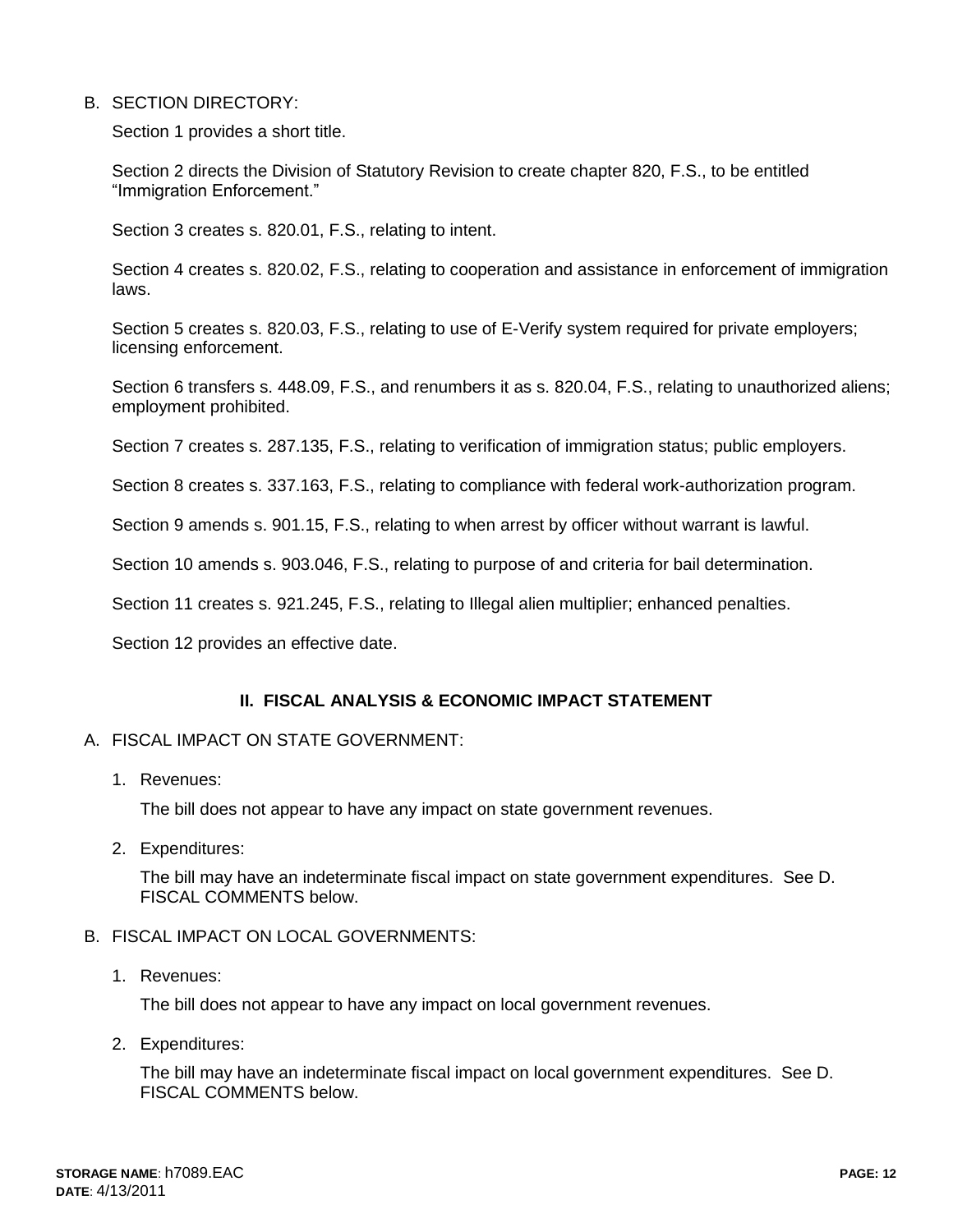B. SECTION DIRECTORY:

Section 1 provides a short title.

Section 2 directs the Division of Statutory Revision to create chapter 820, F.S., to be entitled "Immigration Enforcement."

Section 3 creates s. 820.01, F.S., relating to intent.

Section 4 creates s. 820.02, F.S., relating to cooperation and assistance in enforcement of immigration laws.

Section 5 creates s. 820.03, F.S., relating to use of E-Verify system required for private employers; licensing enforcement.

Section 6 transfers s. 448.09, F.S., and renumbers it as s. 820.04, F.S., relating to unauthorized aliens; employment prohibited.

Section 7 creates s. 287.135, F.S., relating to verification of immigration status; public employers.

Section 8 creates s. 337.163, F.S., relating to compliance with federal work-authorization program.

Section 9 amends s. 901.15, F.S., relating to when arrest by officer without warrant is lawful.

Section 10 amends s. 903.046, F.S., relating to purpose of and criteria for bail determination.

Section 11 creates s. 921.245, F.S., relating to Illegal alien multiplier; enhanced penalties.

Section 12 provides an effective date.

## II. FISCAL ANALYSIS & ECONOMIC IMPACT STATEMENT

A. FISCAL IMPACT ON STATE GOVERNMENT:

1. Revenues:

   The bill does not appear to have any impact on state government revenues.

2. Expenditures:

   The bill may have an indeterminate fiscal impact on state government expenditures. See D. FISCAL COMMENTS below.

B. FISCAL IMPACT ON LOCAL GOVERNMENTS:

1. Revenues:

   The bill does not appear to have any impact on local government revenues.

2. Expenditures:

   The bill may have an indeterminate fiscal impact on local government expenditures. See D. FISCAL COMMENTS below.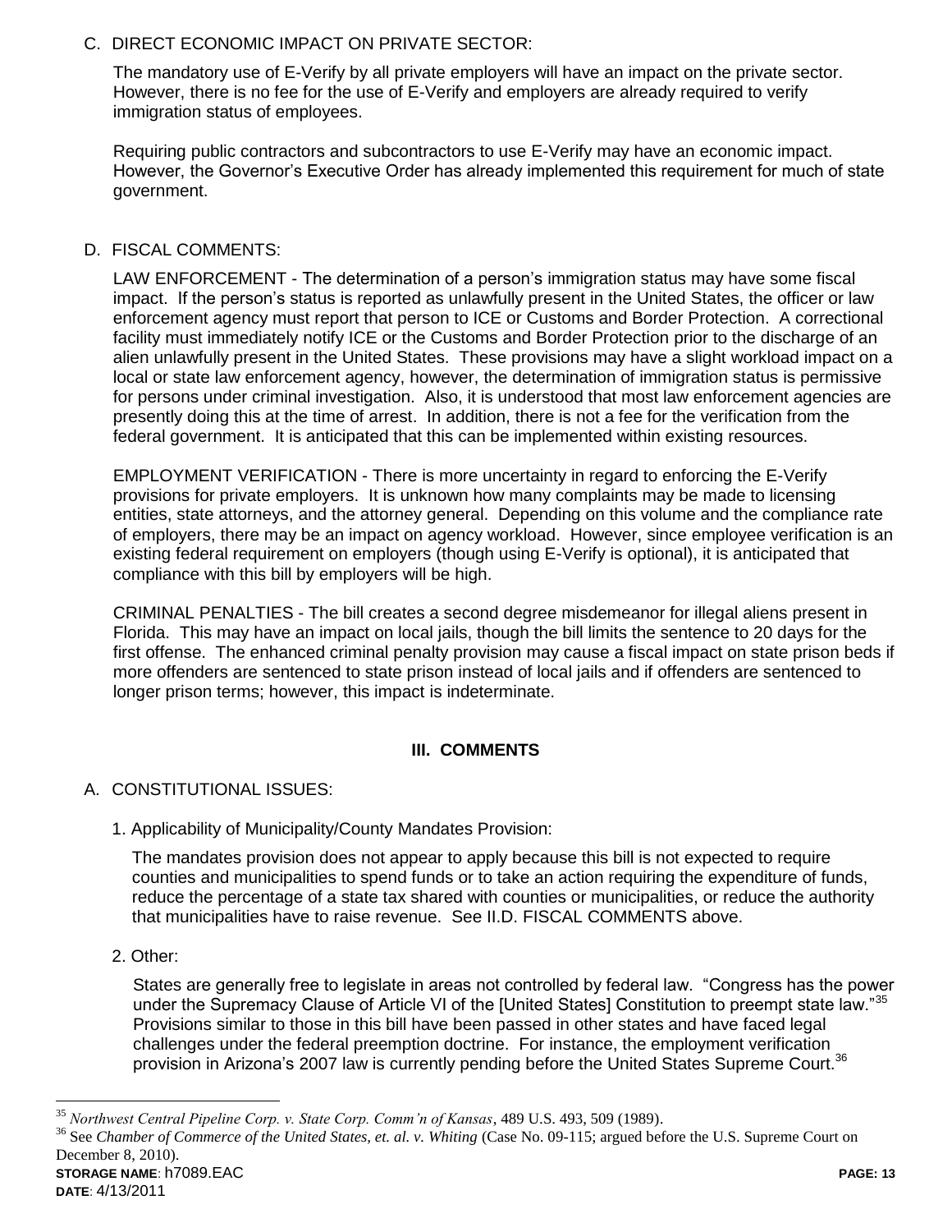## C. DIRECT ECONOMIC IMPACT ON PRIVATE SECTOR:

The mandatory use of E-Verify by all private employers will have an impact on the private sector. However, there is no fee for the use of E-Verify and employers are already required to verify immigration status of employees.

Requiring public contractors and subcontractors to use E-Verify may have an economic impact. However, the Governor's Executive Order has already implemented this requirement for much of state government.

## D. FISCAL COMMENTS:

LAW ENFORCEMENT - The determination of a person's immigration status may have some fiscal impact. If the person's status is reported as unlawfully present in the United States, the officer or law enforcement agency must report that person to ICE or Customs and Border Protection. A correctional facility must immediately notify ICE or the Customs and Border Protection prior to the discharge of an alien unlawfully present in the United States. These provisions may have a slight workload impact on a local or state law enforcement agency, however, the determination of immigration status is permissive for persons under criminal investigation. Also, it is understood that most law enforcement agencies are presently doing this at the time of arrest. In addition, there is not a fee for the verification from the federal government. It is anticipated that this can be implemented within existing resources.

EMPLOYMENT VERIFICATION - There is more uncertainty in regard to enforcing the E-Verify provisions for private employers. It is unknown how many complaints may be made to licensing entities, state attorneys, and the attorney general. Depending on this volume and the compliance rate of employers, there may be an impact on agency workload. However, since employee verification is an existing federal requirement on employers (though using E-Verify is optional), it is anticipated that compliance with this bill by employers will be high.

CRIMINAL PENALTIES - The bill creates a second degree misdemeanor for illegal aliens present in Florida. This may have an impact on local jails, though the bill limits the sentence to 20 days for the first offense. The enhanced criminal penalty provision may cause a fiscal impact on state prison beds if more offenders are sentenced to state prison instead of local jails and if offenders are sentenced to longer prison terms; however, this impact is indeterminate.

# III. COMMENTS

## A. CONSTITUTIONAL ISSUES:

1. Applicability of Municipality/County Mandates Provision:

The mandates provision does not appear to apply because this bill is not expected to require counties and municipalities to spend funds or to take an action requiring the expenditure of funds, reduce the percentage of a state tax shared with counties or municipalities, or reduce the authority that municipalities have to raise revenue. See II.D. FISCAL COMMENTS above.

2. Other:

States are generally free to legislate in areas not controlled by federal law. "Congress has the power under the Supremacy Clause of Article VI of the [United States] Constitution to preempt state law."[35] Provisions similar to those in this bill have been passed in other states and have faced legal challenges under the federal preemption doctrine. For instance, the employment verification provision in Arizona's 2007 law is currently pending before the United States Supreme Court.[36]

---

[35] *Northwest Central Pipeline Corp. v. State Corp. Comm'n of Kansas*, 489 U.S. 493, 509 (1989).

[36] See *Chamber of Commerce of the United States, et. al. v. Whiting* (Case No. 09-115; argued before the U.S. Supreme Court on December 8, 2010).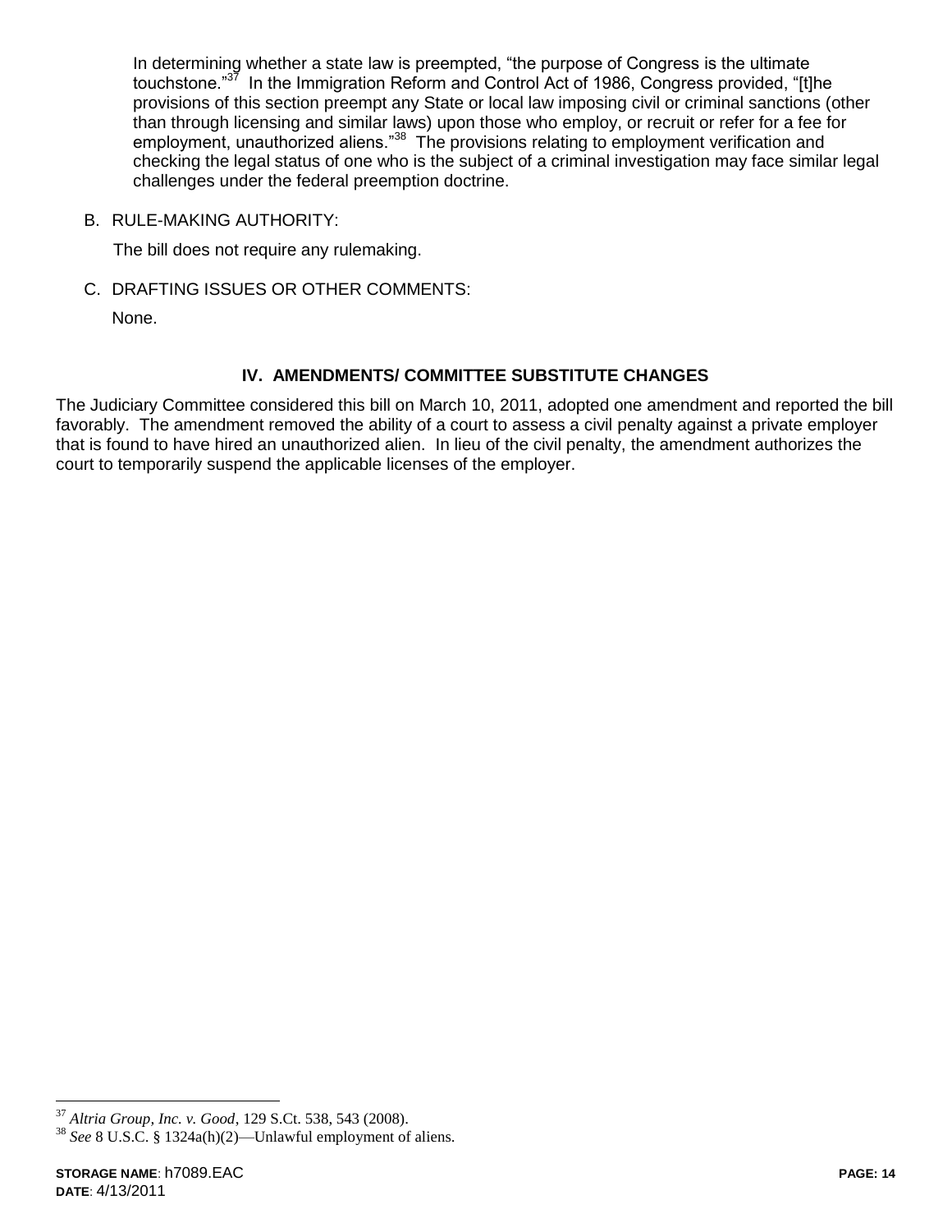In determining whether a state law is preempted, "the purpose of Congress is the ultimate touchstone."[37] In the Immigration Reform and Control Act of 1986, Congress provided, "[t]he provisions of this section preempt any State or local law imposing civil or criminal sanctions (other than through licensing and similar laws) upon those who employ, or recruit or refer for a fee for employment, unauthorized aliens."[38] The provisions relating to employment verification and checking the legal status of one who is the subject of a criminal investigation may face similar legal challenges under the federal preemption doctrine.

B. RULE-MAKING AUTHORITY:

The bill does not require any rulemaking.

C. DRAFTING ISSUES OR OTHER COMMENTS:

None.

## IV. AMENDMENTS/ COMMITTEE SUBSTITUTE CHANGES

The Judiciary Committee considered this bill on March 10, 2011, adopted one amendment and reported the bill favorably. The amendment removed the ability of a court to assess a civil penalty against a private employer that is found to have hired an unauthorized alien. In lieu of the civil penalty, the amendment authorizes the court to temporarily suspend the applicable licenses of the employer.

---

[37] *Altria Group, Inc. v. Good*, 129 S.Ct. 538, 543 (2008).

[38] *See* 8 U.S.C. § 1324a(h)(2)—Unlawful employment of aliens.